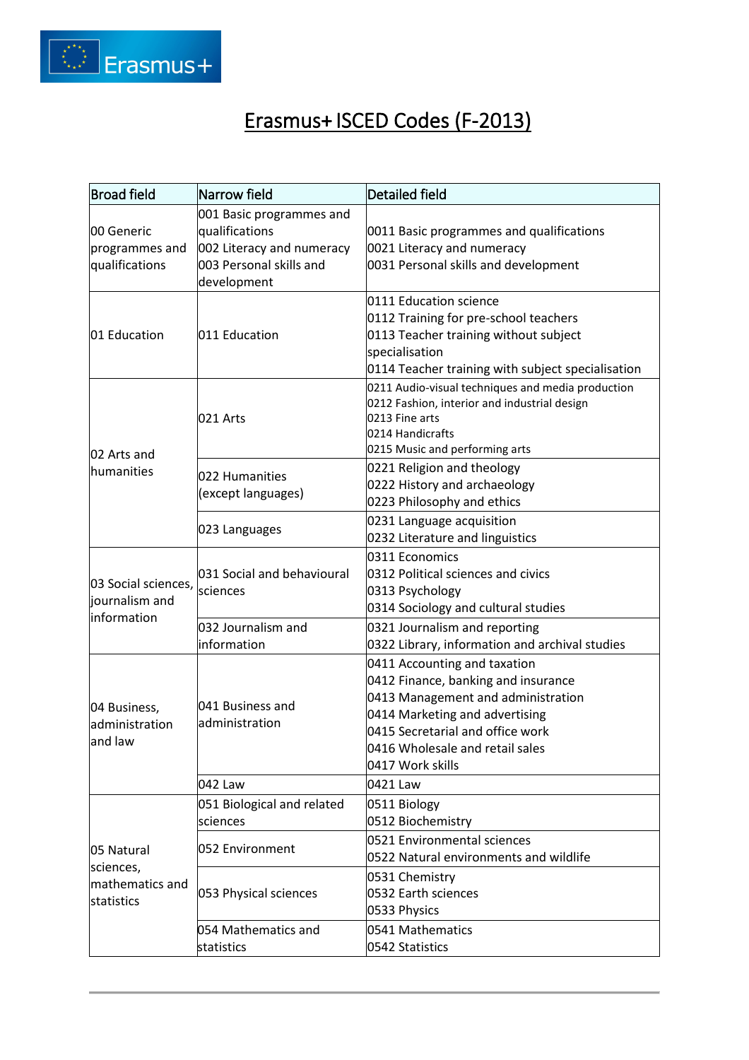# Erasmus+ ISCED Codes (F-2013)

| Broad field | Narrow field | Detailed field |
| --- | --- | --- |
| 00 Generic programmes and qualifications | 001 Basic programmes and qualifications<br>002 Literacy and numeracy<br>003 Personal skills and development | 0011 Basic programmes and qualifications<br>0021 Literacy and numeracy<br>0031 Personal skills and development |
| 01 Education | 011 Education | 0111 Education science<br>0112 Training for pre-school teachers<br>0113 Teacher training without subject specialisation<br>0114 Teacher training with subject specialisation |
| 02 Arts and humanities | 021 Arts | 0211 Audio-visual techniques and media production<br>0212 Fashion, interior and industrial design<br>0213 Fine arts<br>0214 Handicrafts<br>0215 Music and performing arts |
| | 022 Humanities (except languages) | 0221 Religion and theology<br>0222 History and archaeology<br>0223 Philosophy and ethics |
| | 023 Languages | 0231 Language acquisition<br>0232 Literature and linguistics |
| 03 Social sciences, journalism and information | 031 Social and behavioural sciences | 0311 Economics<br>0312 Political sciences and civics<br>0313 Psychology<br>0314 Sociology and cultural studies |
| | 032 Journalism and information | 0321 Journalism and reporting<br>0322 Library, information and archival studies |
| 04 Business, administration and law | 041 Business and administration | 0411 Accounting and taxation<br>0412 Finance, banking and insurance<br>0413 Management and administration<br>0414 Marketing and advertising<br>0415 Secretarial and office work<br>0416 Wholesale and retail sales<br>0417 Work skills |
| | 042 Law | 0421 Law |
| 05 Natural sciences, mathematics and statistics | 051 Biological and related sciences | 0511 Biology<br>0512 Biochemistry |
| | 052 Environment | 0521 Environmental sciences<br>0522 Natural environments and wildlife |
| | 053 Physical sciences | 0531 Chemistry<br>0532 Earth sciences<br>0533 Physics |
| | 054 Mathematics and statistics | 0541 Mathematics<br>0542 Statistics |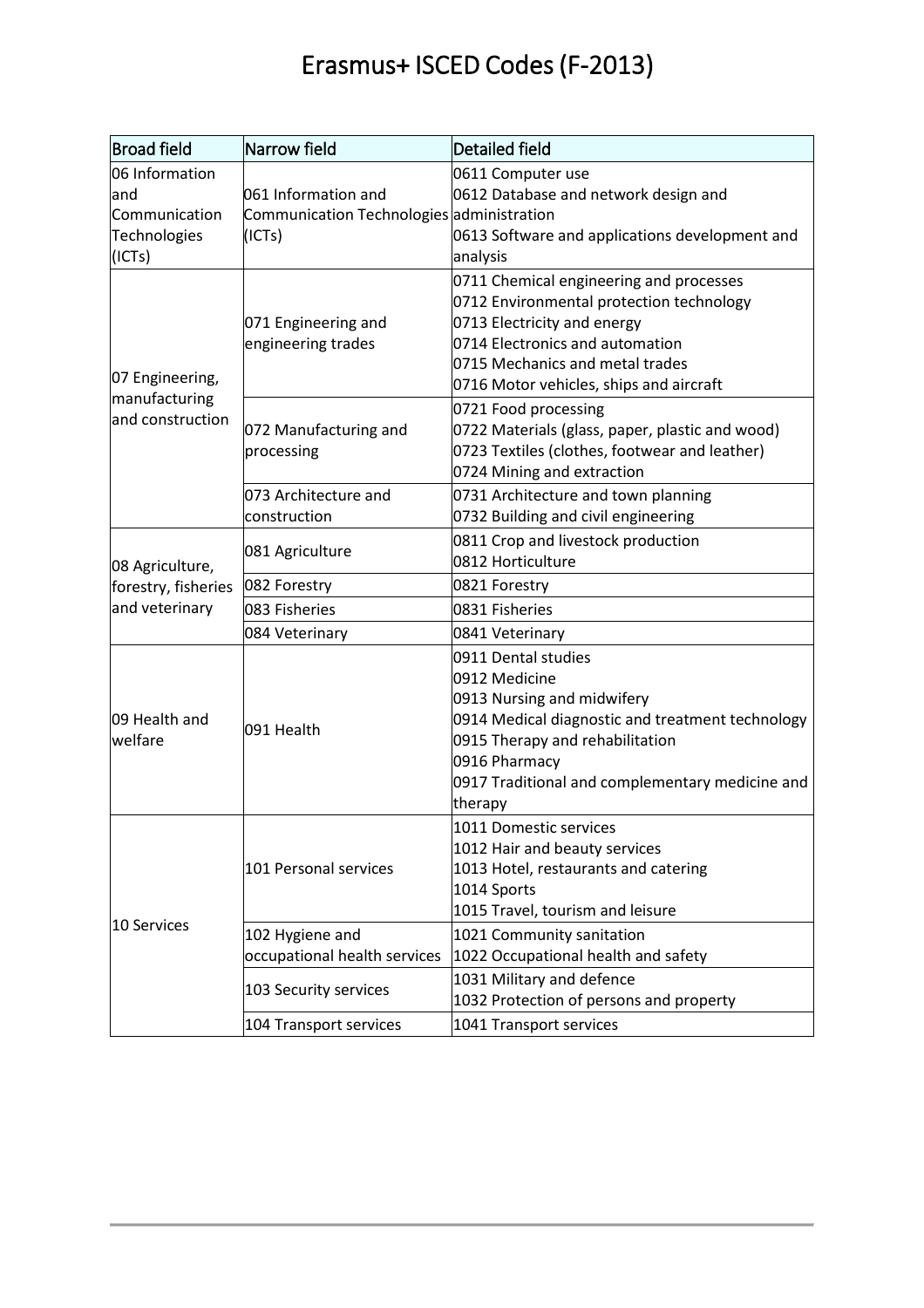# Erasmus+ ISCED Codes (F-2013)

| Broad field | Narrow field | Detailed field |
|---|---|---|
| 06 Information and Communication Technologies (ICTs) | 061 Information and Communication Technologies (ICTs) | 0611 Computer use<br>0612 Database and network design and administration<br>0613 Software and applications development and analysis |
| 07 Engineering, manufacturing and construction | 071 Engineering and engineering trades | 0711 Chemical engineering and processes<br>0712 Environmental protection technology<br>0713 Electricity and energy<br>0714 Electronics and automation<br>0715 Mechanics and metal trades<br>0716 Motor vehicles, ships and aircraft |
| | 072 Manufacturing and processing | 0721 Food processing<br>0722 Materials (glass, paper, plastic and wood)<br>0723 Textiles (clothes, footwear and leather)<br>0724 Mining and extraction |
| | 073 Architecture and construction | 0731 Architecture and town planning<br>0732 Building and civil engineering |
| 08 Agriculture, forestry, fisheries and veterinary | 081 Agriculture | 0811 Crop and livestock production<br>0812 Horticulture |
| | 082 Forestry | 0821 Forestry |
| | 083 Fisheries | 0831 Fisheries |
| | 084 Veterinary | 0841 Veterinary |
| 09 Health and welfare | 091 Health | 0911 Dental studies<br>0912 Medicine<br>0913 Nursing and midwifery<br>0914 Medical diagnostic and treatment technology<br>0915 Therapy and rehabilitation<br>0916 Pharmacy<br>0917 Traditional and complementary medicine and therapy |
| 10 Services | 101 Personal services | 1011 Domestic services<br>1012 Hair and beauty services<br>1013 Hotel, restaurants and catering<br>1014 Sports<br>1015 Travel, tourism and leisure |
| | 102 Hygiene and occupational health services | 1021 Community sanitation<br>1022 Occupational health and safety |
| | 103 Security services | 1031 Military and defence<br>1032 Protection of persons and property |
| | 104 Transport services | 1041 Transport services |